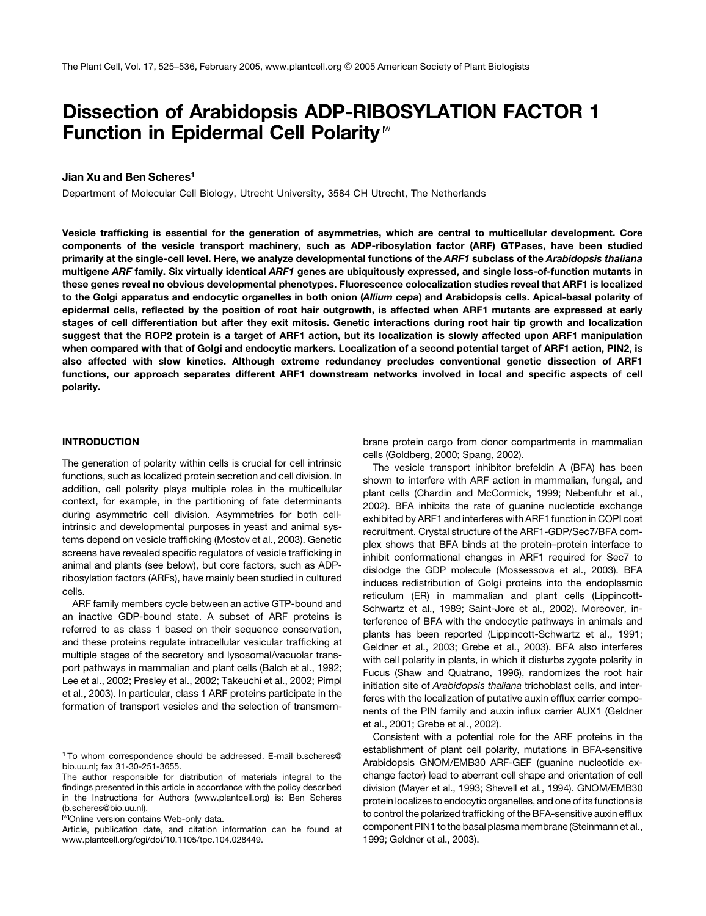# Dissection of Arabidopsis ADP-RIBOSYLATION FACTOR 1 Function in Epidermal Cell Polarity

**Jian Xu and Ben Scheres[1]**

Department of Molecular Cell Biology, Utrecht University, 3584 CH Utrecht, The Netherlands

**Vesicle trafficking is essential for the generation of asymmetries, which are central to multicellular development. Core components of the vesicle transport machinery, such as ADP-ribosylation factor (ARF) GTPases, have been studied primarily at the single-cell level. Here, we analyze developmental functions of the *ARF1* subclass of the *Arabidopsis thaliana* multigene *ARF* family. Six virtually identical *ARF1* genes are ubiquitously expressed, and single loss-of-function mutants in these genes reveal no obvious developmental phenotypes. Fluorescence colocalization studies reveal that ARF1 is localized to the Golgi apparatus and endocytic organelles in both onion (*Allium cepa*) and Arabidopsis cells. Apical-basal polarity of epidermal cells, reflected by the position of root hair outgrowth, is affected when ARF1 mutants are expressed at early stages of cell differentiation but after they exit mitosis. Genetic interactions during root hair tip growth and localization suggest that the ROP2 protein is a target of ARF1 action, but its localization is slowly affected upon ARF1 manipulation when compared with that of Golgi and endocytic markers. Localization of a second potential target of ARF1 action, PIN2, is also affected with slow kinetics. Although extreme redundancy precludes conventional genetic dissection of ARF1 functions, our approach separates different ARF1 downstream networks involved in local and specific aspects of cell polarity.**

## INTRODUCTION

The generation of polarity within cells is crucial for cell intrinsic functions, such as localized protein secretion and cell division. In addition, cell polarity plays multiple roles in the multicellular context, for example, in the partitioning of fate determinants during asymmetric cell division. Asymmetries for both cell-intrinsic and developmental purposes in yeast and animal systems depend on vesicle trafficking (Mostov et al., 2003). Genetic screens have revealed specific regulators of vesicle trafficking in animal and plants (see below), but core factors, such as ADP-ribosylation factors (ARFs), have mainly been studied in cultured cells.

ARF family members cycle between an active GTP-bound and an inactive GDP-bound state. A subset of ARF proteins is referred to as class 1 based on their sequence conservation, and these proteins regulate intracellular vesicular trafficking at multiple stages of the secretory and lysosomal/vacuolar transport pathways in mammalian and plant cells (Balch et al., 1992; Lee et al., 2002; Presley et al., 2002; Takeuchi et al., 2002; Pimpl et al., 2003). In particular, class 1 ARF proteins participate in the formation of transport vesicles and the selection of transmembrane protein cargo from donor compartments in mammalian cells (Goldberg, 2000; Spang, 2002).

The vesicle transport inhibitor brefeldin A (BFA) has been shown to interfere with ARF action in mammalian, fungal, and plant cells (Chardin and McCormick, 1999; Nebenfuhr et al., 2002). BFA inhibits the rate of guanine nucleotide exchange exhibited by ARF1 and interferes with ARF1 function in COPI coat recruitment. Crystal structure of the ARF1-GDP/Sec7/BFA complex shows that BFA binds at the protein–protein interface to inhibit conformational changes in ARF1 required for Sec7 to dislodge the GDP molecule (Mossessova et al., 2003). BFA induces redistribution of Golgi proteins into the endoplasmic reticulum (ER) in mammalian and plant cells (Lippincott-Schwartz et al., 1989; Saint-Jore et al., 2002). Moreover, interference of BFA with the endocytic pathways in animals and plants has been reported (Lippincott-Schwartz et al., 1991; Geldner et al., 2003; Grebe et al., 2003). BFA also interferes with cell polarity in plants, in which it disturbs zygote polarity in Fucus (Shaw and Quatrano, 1996), randomizes the root hair initiation site of *Arabidopsis thaliana* trichoblast cells, and interferes with the localization of putative auxin efflux carrier components of the PIN family and auxin influx carrier AUX1 (Geldner et al., 2001; Grebe et al., 2002).

Consistent with a potential role for the ARF proteins in the establishment of plant cell polarity, mutations in BFA-sensitive Arabidopsis GNOM/EMB30 ARF-GEF (guanine nucleotide exchange factor) lead to aberrant cell shape and orientation of cell division (Mayer et al., 1993; Shevell et al., 1994). GNOM/EMB30 protein localizes to endocytic organelles, and one of its functions is to control the polarized trafficking of the BFA-sensitive auxin efflux component PIN1 to the basal plasma membrane (Steinmann et al., 1999; Geldner et al., 2003).

[1] To whom correspondence should be addressed. E-mail b.scheres@bio.uu.nl; fax 31-30-251-3655.

The author responsible for distribution of materials integral to the findings presented in this article in accordance with the policy described in the Instructions for Authors (www.plantcell.org) is: Ben Scheres (b.scheres@bio.uu.nl).

Online version contains Web-only data.

Article, publication date, and citation information can be found at www.plantcell.org/cgi/doi/10.1105/tpc.104.028449.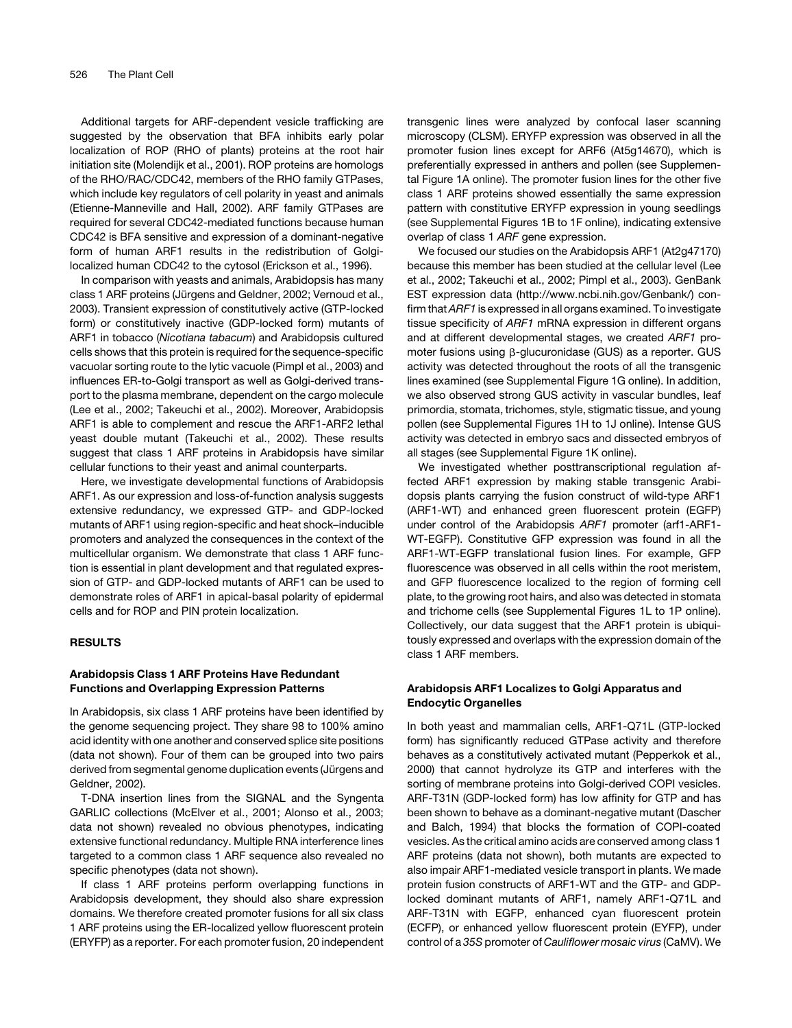Additional targets for ARF-dependent vesicle trafficking are suggested by the observation that BFA inhibits early polar localization of ROP (RHO of plants) proteins at the root hair initiation site (Molendijk et al., 2001). ROP proteins are homologs of the RHO/RAC/CDC42, members of the RHO family GTPases, which include key regulators of cell polarity in yeast and animals (Etienne-Manneville and Hall, 2002). ARF family GTPases are required for several CDC42-mediated functions because human CDC42 is BFA sensitive and expression of a dominant-negative form of human ARF1 results in the redistribution of Golgi-localized human CDC42 to the cytosol (Erickson et al., 1996).

In comparison with yeasts and animals, Arabidopsis has many class 1 ARF proteins (Jürgens and Geldner, 2002; Vernoud et al., 2003). Transient expression of constitutively active (GTP-locked form) or constitutively inactive (GDP-locked form) mutants of ARF1 in tobacco (*Nicotiana tabacum*) and Arabidopsis cultured cells shows that this protein is required for the sequence-specific vacuolar sorting route to the lytic vacuole (Pimpl et al., 2003) and influences ER-to-Golgi transport as well as Golgi-derived transport to the plasma membrane, dependent on the cargo molecule (Lee et al., 2002; Takeuchi et al., 2002). Moreover, Arabidopsis ARF1 is able to complement and rescue the ARF1-ARF2 lethal yeast double mutant (Takeuchi et al., 2002). These results suggest that class 1 ARF proteins in Arabidopsis have similar cellular functions to their yeast and animal counterparts.

Here, we investigate developmental functions of Arabidopsis ARF1. As our expression and loss-of-function analysis suggests extensive redundancy, we expressed GTP- and GDP-locked mutants of ARF1 using region-specific and heat shock–inducible promoters and analyzed the consequences in the context of the multicellular organism. We demonstrate that class 1 ARF function is essential in plant development and that regulated expression of GTP- and GDP-locked mutants of ARF1 can be used to demonstrate roles of ARF1 in apical-basal polarity of epidermal cells and for ROP and PIN protein localization.

## RESULTS

### Arabidopsis Class 1 ARF Proteins Have Redundant Functions and Overlapping Expression Patterns

In Arabidopsis, six class 1 ARF proteins have been identified by the genome sequencing project. They share 98 to 100% amino acid identity with one another and conserved splice site positions (data not shown). Four of them can be grouped into two pairs derived from segmental genome duplication events (Jürgens and Geldner, 2002).

T-DNA insertion lines from the SIGNAL and the Syngenta GARLIC collections (McElver et al., 2001; Alonso et al., 2003; data not shown) revealed no obvious phenotypes, indicating extensive functional redundancy. Multiple RNA interference lines targeted to a common class 1 ARF sequence also revealed no specific phenotypes (data not shown).

If class 1 ARF proteins perform overlapping functions in Arabidopsis development, they should also share expression domains. We therefore created promoter fusions for all six class 1 ARF proteins using the ER-localized yellow fluorescent protein (ERYFP) as a reporter. For each promoter fusion, 20 independent transgenic lines were analyzed by confocal laser scanning microscopy (CLSM). ERYFP expression was observed in all the promoter fusion lines except for ARF6 (At5g14670), which is preferentially expressed in anthers and pollen (see Supplemental Figure 1A online). The promoter fusion lines for the other five class 1 ARF proteins showed essentially the same expression pattern with constitutive ERYFP expression in young seedlings (see Supplemental Figures 1B to 1F online), indicating extensive overlap of class 1 *ARF* gene expression.

We focused our studies on the Arabidopsis ARF1 (At2g47170) because this member has been studied at the cellular level (Lee et al., 2002; Takeuchi et al., 2002; Pimpl et al., 2003). GenBank EST expression data (http://www.ncbi.nih.gov/Genbank/) confirm that *ARF1* is expressed in all organs examined. To investigate tissue specificity of *ARF1* mRNA expression in different organs and at different developmental stages, we created *ARF1* promoter fusions using β-glucuronidase (GUS) as a reporter. GUS activity was detected throughout the roots of all the transgenic lines examined (see Supplemental Figure 1G online). In addition, we also observed strong GUS activity in vascular bundles, leaf primordia, stomata, trichomes, style, stigmatic tissue, and young pollen (see Supplemental Figures 1H to 1J online). Intense GUS activity was detected in embryo sacs and dissected embryos of all stages (see Supplemental Figure 1K online).

We investigated whether posttranscriptional regulation affected ARF1 expression by making stable transgenic Arabidopsis plants carrying the fusion construct of wild-type ARF1 (ARF1-WT) and enhanced green fluorescent protein (EGFP) under control of the Arabidopsis *ARF1* promoter (arf1-ARF1-WT-EGFP). Constitutive GFP expression was found in all the ARF1-WT-EGFP translational fusion lines. For example, GFP fluorescence was observed in all cells within the root meristem, and GFP fluorescence localized to the region of forming cell plate, to the growing root hairs, and also was detected in stomata and trichome cells (see Supplemental Figures 1L to 1P online). Collectively, our data suggest that the ARF1 protein is ubiquitously expressed and overlaps with the expression domain of the class 1 ARF members.

### Arabidopsis ARF1 Localizes to Golgi Apparatus and Endocytic Organelles

In both yeast and mammalian cells, ARF1-Q71L (GTP-locked form) has significantly reduced GTPase activity and therefore behaves as a constitutively activated mutant (Pepperkok et al., 2000) that cannot hydrolyze its GTP and interferes with the sorting of membrane proteins into Golgi-derived COPI vesicles. ARF-T31N (GDP-locked form) has low affinity for GTP and has been shown to behave as a dominant-negative mutant (Dascher and Balch, 1994) that blocks the formation of COPI-coated vesicles. As the critical amino acids are conserved among class 1 ARF proteins (data not shown), both mutants are expected to also impair ARF1-mediated vesicle transport in plants. We made protein fusion constructs of ARF1-WT and the GTP- and GDP-locked dominant mutants of ARF1, namely ARF1-Q71L and ARF-T31N with EGFP, enhanced cyan fluorescent protein (ECFP), or enhanced yellow fluorescent protein (EYFP), under control of a *35S* promoter of *Cauliflower mosaic virus* (CaMV). We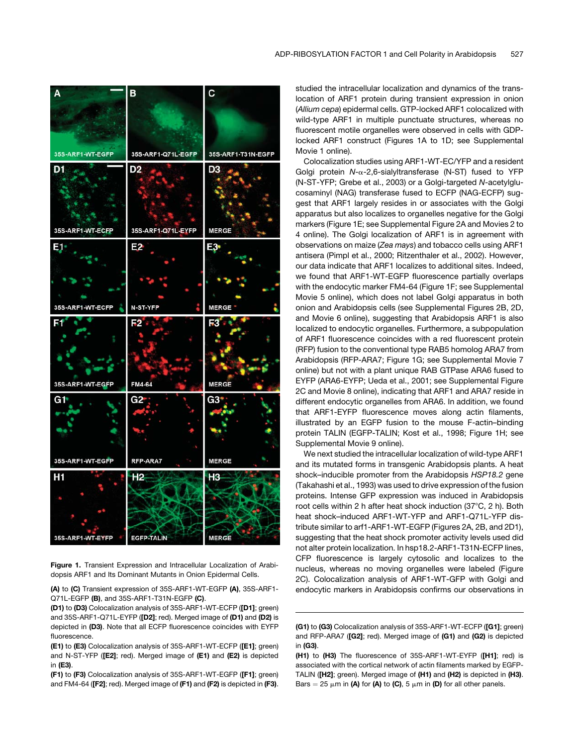studied the intracellular localization and dynamics of the translocation of ARF1 protein during transient expression in onion (*Allium cepa*) epidermal cells. GTP-locked ARF1 colocalized with wild-type ARF1 in multiple punctuate structures, whereas no fluorescent motile organelles were observed in cells with GDP-locked ARF1 construct (Figures 1A to 1D; see Supplemental Movie 1 online).

Colocalization studies using ARF1-WT-EC/YFP and a resident Golgi protein *N*-α-2,6-sialyltransferase (N-ST) fused to YFP (N-ST-YFP; Grebe et al., 2003) or a Golgi-targeted *N*-acetylglucosaminyl (NAG) transferase fused to ECFP (NAG-ECFP) suggest that ARF1 largely resides in or associates with the Golgi apparatus but also localizes to organelles negative for the Golgi markers (Figure 1E; see Supplemental Figure 2A and Movies 2 to 4 online). The Golgi localization of ARF1 is in agreement with observations on maize (*Zea mays*) and tobacco cells using ARF1 antisera (Pimpl et al., 2000; Ritzenthaler et al., 2002). However, our data indicate that ARF1 localizes to additional sites. Indeed, we found that ARF1-WT-EGFP fluorescence partially overlaps with the endocytic marker FM4-64 (Figure 1F; see Supplemental Movie 5 online), which does not label Golgi apparatus in both onion and Arabidopsis cells (see Supplemental Figures 2B, 2D, and Movie 6 online), suggesting that Arabidopsis ARF1 is also localized to endocytic organelles. Furthermore, a subpopulation of ARF1 fluorescence coincides with a red fluorescent protein (RFP) fusion to the conventional type RAB5 homolog ARA7 from Arabidopsis (RFP-ARA7; Figure 1G; see Supplemental Movie 7 online) but not with a plant unique RAB GTPase ARA6 fused to EYFP (ARA6-EYFP; Ueda et al., 2001; see Supplemental Figure 2C and Movie 8 online), indicating that ARF1 and ARA7 reside in different endocytic organelles from ARA6. In addition, we found that ARF1-EYFP fluorescence moves along actin filaments, illustrated by an EGFP fusion to the mouse F-actin–binding protein TALIN (EGFP-TALIN; Kost et al., 1998; Figure 1H; see Supplemental Movie 9 online).

We next studied the intracellular localization of wild-type ARF1 and its mutated forms in transgenic Arabidopsis plants. A heat shock–inducible promoter from the Arabidopsis *HSP18.2* gene (Takahashi et al., 1993) was used to drive expression of the fusion proteins. Intense GFP expression was induced in Arabidopsis root cells within 2 h after heat shock induction (37°C, 2 h). Both heat shock–induced ARF1-WT-YFP and ARF1-Q71L-YFP distribute similar to arf1-ARF1-WT-EGFP (Figures 2A, 2B, and 2D1), suggesting that the heat shock promoter activity levels used did not alter protein localization. In hsp18.2-ARF1-T31N-ECFP lines, CFP fluorescence is largely cytosolic and localizes to the nucleus, whereas no moving organelles were labeled (Figure 2C). Colocalization analysis of ARF1-WT-GFP with Golgi and endocytic markers in Arabidopsis confirms our observations in

**Figure 1.** Transient Expression and Intracellular Localization of Arabidopsis ARF1 and Its Dominant Mutants in Onion Epidermal Cells.

**(A)** to **(C)** Transient expression of 35S-ARF1-WT-EGFP **(A)**, 35S-ARF1-Q71L-EGFP **(B)**, and 35S-ARF1-T31N-EGFP **(C)**.

**(D1)** to **(D3)** Colocalization analysis of 35S-ARF1-WT-ECFP (**[D1]**; green) and 35S-ARF1-Q71L-EYFP (**[D2]**; red). Merged image of **(D1)** and **(D2)** is depicted in **(D3)**. Note that all ECFP fluorescence coincides with EYFP fluorescence.

**(E1)** to **(E3)** Colocalization analysis of 35S-ARF1-WT-ECFP (**[E1]**; green) and N-ST-YFP (**[E2]**; red). Merged image of **(E1)** and **(E2)** is depicted in **(E3)**.

**(F1)** to **(F3)** Colocalization analysis of 35S-ARF1-WT-EGFP (**[F1]**; green) and FM4-64 (**[F2]**; red). Merged image of **(F1)** and **(F2)** is depicted in **(F3)**.

**(G1)** to **(G3)** Colocalization analysis of 35S-ARF1-WT-ECFP (**[G1]**; green) and RFP-ARA7 (**[G2]**; red). Merged image of **(G1)** and **(G2)** is depicted in **(G3)**.

**(H1)** to **(H3)** The fluorescence of 35S-ARF1-WT-EYFP (**[H1]**; red) is associated with the cortical network of actin filaments marked by EGFP-TALIN (**[H2]**; green). Merged image of **(H1)** and **(H2)** is depicted in **(H3)**. Bars = 25 μm in **(A)** for **(A)** to **(C)**, 5 μm in **(D)** for all other panels.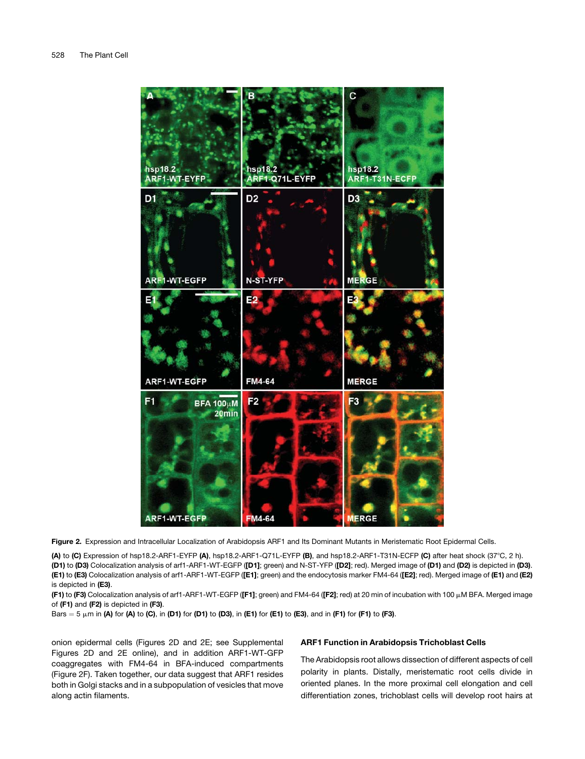**Figure 2.** Expression and Intracellular Localization of Arabidopsis ARF1 and Its Dominant Mutants in Meristematic Root Epidermal Cells.

**(A)** to **(C)** Expression of hsp18.2-ARF1-EYFP **(A)**, hsp18.2-ARF1-Q71L-EYFP **(B)**, and hsp18.2-ARF1-T31N-ECFP **(C)** after heat shock (37°C, 2 h).

**(D1)** to **(D3)** Colocalization analysis of arf1-ARF1-WT-EGFP (**[D1]**; green) and N-ST-YFP (**[D2]**; red). Merged image of **(D1)** and **(D2)** is depicted in **(D3)**.

**(E1)** to **(E3)** Colocalization analysis of arf1-ARF1-WT-EGFP (**[E1]**; green) and the endocytosis marker FM4-64 (**[E2]**; red). Merged image of **(E1)** and **(E2)** is depicted in **(E3)**.

**(F1)** to **(F3)** Colocalization analysis of arf1-ARF1-WT-EGFP (**[F1]**; green) and FM4-64 (**[F2]**; red) at 20 min of incubation with 100 μM BFA. Merged image of **(F1)** and **(F2)** is depicted in **(F3)**.

Bars = 5 μm in **(A)** for **(A)** to **(C)**, in **(D1)** for **(D1)** to **(D3)**, in **(E1)** for **(E1)** to **(E3)**, and in **(F1)** for **(F1)** to **(F3)**.

onion epidermal cells (Figures 2D and 2E; see Supplemental Figures 2D and 2E online), and in addition ARF1-WT-GFP coaggregates with FM4-64 in BFA-induced compartments (Figure 2F). Taken together, our data suggest that ARF1 resides both in Golgi stacks and in a subpopulation of vesicles that move along actin filaments.

## ARF1 Function in Arabidopsis Trichoblast Cells

The Arabidopsis root allows dissection of different aspects of cell polarity in plants. Distally, meristematic root cells divide in oriented planes. In the more proximal cell elongation and cell differentiation zones, trichoblast cells will develop root hairs at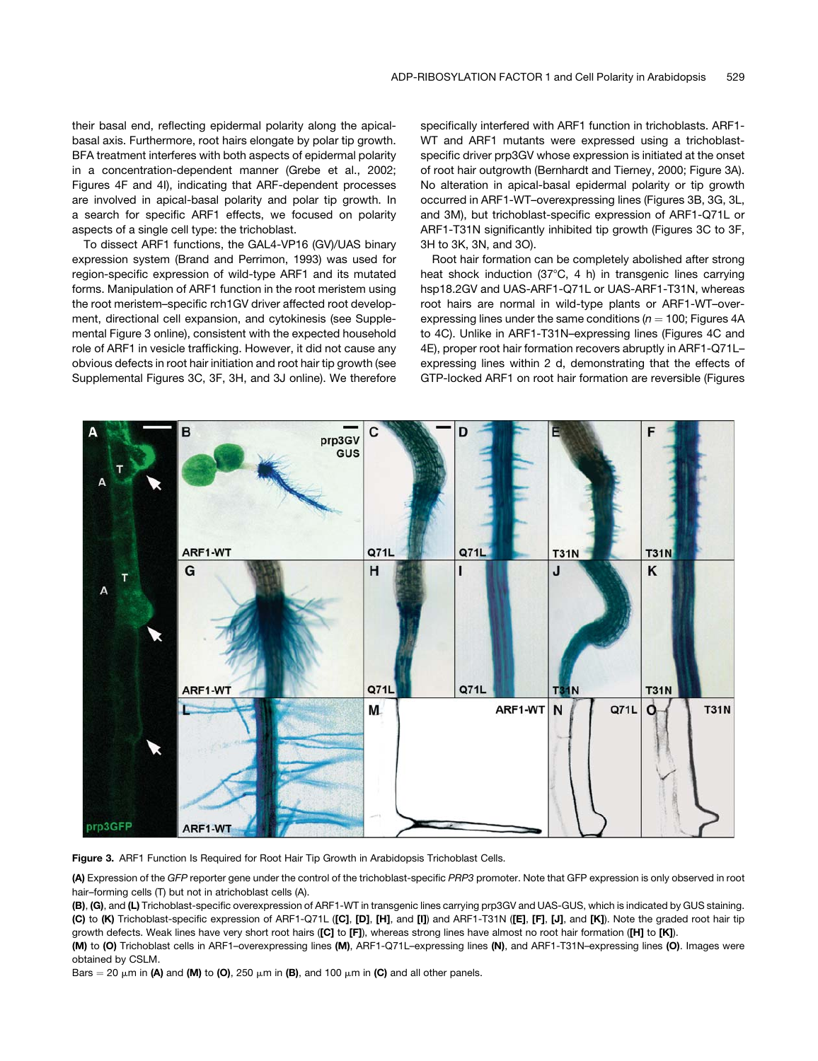their basal end, reflecting epidermal polarity along the apical-basal axis. Furthermore, root hairs elongate by polar tip growth. BFA treatment interferes with both aspects of epidermal polarity in a concentration-dependent manner (Grebe et al., 2002; Figures 4F and 4I), indicating that ARF-dependent processes are involved in apical-basal polarity and polar tip growth. In a search for specific ARF1 effects, we focused on polarity aspects of a single cell type: the trichoblast.

To dissect ARF1 functions, the GAL4-VP16 (GV)/UAS binary expression system (Brand and Perrimon, 1993) was used for region-specific expression of wild-type ARF1 and its mutated forms. Manipulation of ARF1 function in the root meristem using the root meristem–specific rch1GV driver affected root development, directional cell expansion, and cytokinesis (see Supplemental Figure 3 online), consistent with the expected household role of ARF1 in vesicle trafficking. However, it did not cause any obvious defects in root hair initiation and root hair tip growth (see Supplemental Figures 3C, 3F, 3H, and 3J online). We therefore specifically interfered with ARF1 function in trichoblasts. ARF1-WT and ARF1 mutants were expressed using a trichoblast-specific driver prp3GV whose expression is initiated at the onset of root hair outgrowth (Bernhardt and Tierney, 2000; Figure 3A). No alteration in apical-basal epidermal polarity or tip growth occurred in ARF1-WT–overexpressing lines (Figures 3B, 3G, 3L, and 3M), but trichoblast-specific expression of ARF1-Q71L or ARF1-T31N significantly inhibited tip growth (Figures 3C to 3F, 3H to 3K, 3N, and 3O).

Root hair formation can be completely abolished after strong heat shock induction (37°C, 4 h) in transgenic lines carrying hsp18.2GV and UAS-ARF1-Q71L or UAS-ARF1-T31N, whereas root hairs are normal in wild-type plants or ARF1-WT–overexpressing lines under the same conditions ($n = 100$; Figures 4A to 4C). Unlike in ARF1-T31N–expressing lines (Figures 4C and 4E), proper root hair formation recovers abruptly in ARF1-Q71L–expressing lines within 2 d, demonstrating that the effects of GTP-locked ARF1 on root hair formation are reversible (Figures

**Figure 3.** ARF1 Function Is Required for Root Hair Tip Growth in Arabidopsis Trichoblast Cells.

**(A)** Expression of the *GFP* reporter gene under the control of the trichoblast-specific *PRP3* promoter. Note that GFP expression is only observed in root hair–forming cells (T) but not in atrichoblast cells (A).

**(B)**, **(G)**, and **(L)** Trichoblast-specific overexpression of ARF1-WT in transgenic lines carrying prp3GV and UAS-GUS, which is indicated by GUS staining.

**(C)** to **(K)** Trichoblast-specific expression of ARF1-Q71L (**[C]**, **[D]**, **[H]**, and **[I]**) and ARF1-T31N (**[E]**, **[F]**, **[J]**, and **[K]**). Note the graded root hair tip growth defects. Weak lines have very short root hairs (**[C]** to **[F]**), whereas strong lines have almost no root hair formation (**[H]** to **[K]**).

**(M)** to **(O)** Trichoblast cells in ARF1–overexpressing lines **(M)**, ARF1-Q71L–expressing lines **(N)**, and ARF1-T31N–expressing lines **(O)**. Images were obtained by CSLM.

Bars = 20 μm in **(A)** and **(M)** to **(O)**, 250 μm in **(B)**, and 100 μm in **(C)** and all other panels.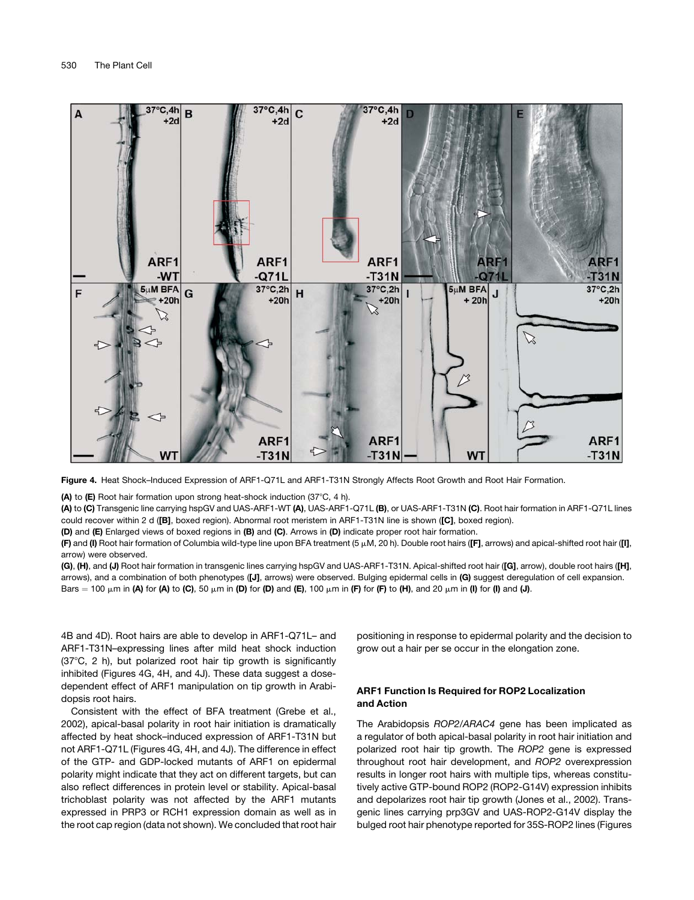**Figure 4.** Heat Shock–Induced Expression of ARF1-Q71L and ARF1-T31N Strongly Affects Root Growth and Root Hair Formation.

**(A)** to **(E)** Root hair formation upon strong heat-shock induction (37°C, 4 h).

**(A)** to **(C)** Transgenic line carrying hspGV and UAS-ARF1-WT **(A)**, UAS-ARF1-Q71L **(B)**, or UAS-ARF1-T31N **(C)**. Root hair formation in ARF1-Q71L lines could recover within 2 d (**[B]**, boxed region). Abnormal root meristem in ARF1-T31N line is shown (**[C]**, boxed region).

**(D)** and **(E)** Enlarged views of boxed regions in **(B)** and **(C)**. Arrows in **(D)** indicate proper root hair formation.

**(F)** and **(I)** Root hair formation of Columbia wild-type line upon BFA treatment (5 μM, 20 h). Double root hairs (**[F]**, arrows) and apical-shifted root hair (**[I]**, arrow) were observed.

**(G)**, **(H)**, and **(J)** Root hair formation in transgenic lines carrying hspGV and UAS-ARF1-T31N. Apical-shifted root hair (**[G]**, arrow), double root hairs (**[H]**, arrows), and a combination of both phenotypes (**[J]**, arrows) were observed. Bulging epidermal cells in **(G)** suggest deregulation of cell expansion.

Bars = 100 μm in **(A)** for **(A)** to **(C)**, 50 μm in **(D)** for **(D)** and **(E)**, 100 μm in **(F)** for **(F)** to **(H)**, and 20 μm in **(I)** for **(I)** and **(J)**.

4B and 4D). Root hairs are able to develop in ARF1-Q71L– and ARF1-T31N–expressing lines after mild heat shock induction (37°C, 2 h), but polarized root hair tip growth is significantly inhibited (Figures 4G, 4H, and 4J). These data suggest a dose-dependent effect of ARF1 manipulation on tip growth in Arabidopsis root hairs.

Consistent with the effect of BFA treatment (Grebe et al., 2002), apical-basal polarity in root hair initiation is dramatically affected by heat shock–induced expression of ARF1-T31N but not ARF1-Q71L (Figures 4G, 4H, and 4J). The difference in effect of the GTP- and GDP-locked mutants of ARF1 on epidermal polarity might indicate that they act on different targets, but can also reflect differences in protein level or stability. Apical-basal trichoblast polarity was not affected by the ARF1 mutants expressed in PRP3 or RCH1 expression domain as well as in the root cap region (data not shown). We concluded that root hair positioning in response to epidermal polarity and the decision to grow out a hair per se occur in the elongation zone.

### ARF1 Function Is Required for ROP2 Localization and Action

The Arabidopsis *ROP2/ARAC4* gene has been implicated as a regulator of both apical-basal polarity in root hair initiation and polarized root hair tip growth. The *ROP2* gene is expressed throughout root hair development, and *ROP2* overexpression results in longer root hairs with multiple tips, whereas constitutively active GTP-bound ROP2 (ROP2-G14V) expression inhibits and depolarizes root hair tip growth (Jones et al., 2002). Transgenic lines carrying prp3GV and UAS-ROP2-G14V display the bulged root hair phenotype reported for 35S-ROP2 lines (Figures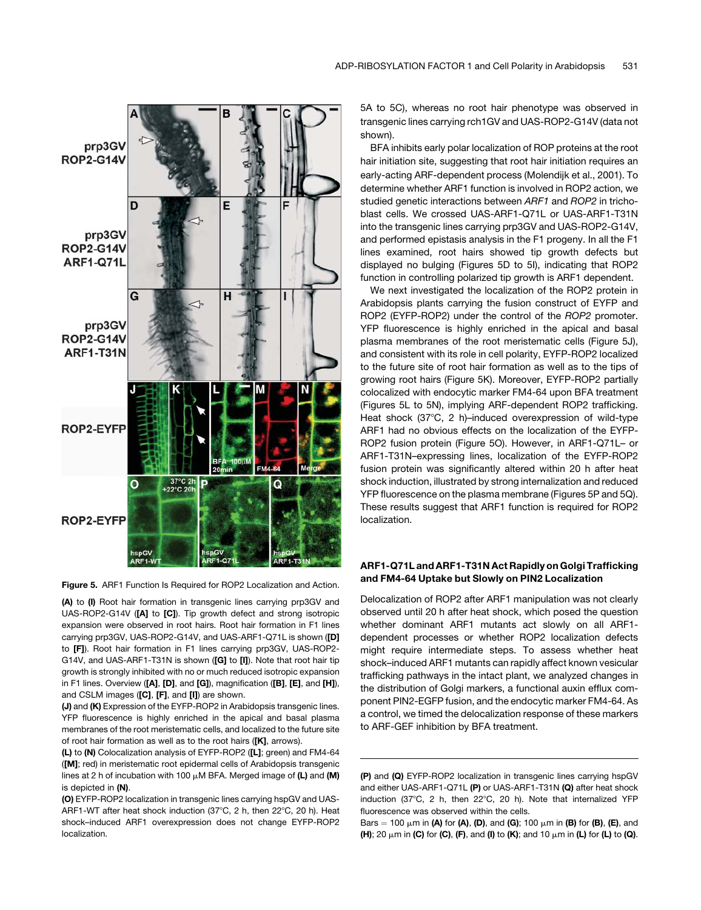**Figure 5.** ARF1 Function Is Required for ROP2 Localization and Action.

**(A)** to **(I)** Root hair formation in transgenic lines carrying prp3GV and UAS-ROP2-G14V (**[A]** to **[C]**). Tip growth defect and strong isotropic expansion were observed in root hairs. Root hair formation in F1 lines carrying prp3GV, UAS-ROP2-G14V, and UAS-ARF1-Q71L is shown (**[D]** to **[F]**). Root hair formation in F1 lines carrying prp3GV, UAS-ROP2-G14V, and UAS-ARF1-T31N is shown (**[G]** to **[I]**). Note that root hair tip growth is strongly inhibited with no or much reduced isotropic expansion in F1 lines. Overview (**[A]**, **[D]**, and **[G]**), magnification (**[B]**, **[E]**, and **[H]**), and CSLM images (**[C]**, **[F]**, and **[I]**) are shown.

**(J)** and **(K)** Expression of the EYFP-ROP2 in Arabidopsis transgenic lines. YFP fluorescence is highly enriched in the apical and basal plasma membranes of the root meristematic cells, and localized to the future site of root hair formation as well as to the root hairs (**[K]**, arrows).

**(L)** to **(N)** Colocalization analysis of EYFP-ROP2 (**[L]**; green) and FM4-64 (**[M]**; red) in meristematic root epidermal cells of Arabidopsis transgenic lines at 2 h of incubation with 100 μM BFA. Merged image of **(L)** and **(M)** is depicted in **(N)**.

**(O)** EYFP-ROP2 localization in transgenic lines carrying hspGV and UAS-ARF1-WT after heat shock induction (37°C, 2 h, then 22°C, 20 h). Heat shock–induced ARF1 overexpression does not change EYFP-ROP2 localization.

**(P)** and **(Q)** EYFP-ROP2 localization in transgenic lines carrying hspGV and either UAS-ARF1-Q71L **(P)** or UAS-ARF1-T31N **(Q)** after heat shock induction (37°C, 2 h, then 22°C, 20 h). Note that internalized YFP fluorescence was observed within the cells.

Bars = 100 μm in **(A)** for **(A)**, **(D)**, and **(G)**; 100 μm in **(B)** for **(B)**, **(E)**, and **(H)**; 20 μm in **(C)** for **(C)**, **(F)**, and **(I)** to **(K)**; and 10 μm in **(L)** for **(L)** to **(Q)**.

5A to 5C), whereas no root hair phenotype was observed in transgenic lines carrying rch1GV and UAS-ROP2-G14V (data not shown).

BFA inhibits early polar localization of ROP proteins at the root hair initiation site, suggesting that root hair initiation requires an early-acting ARF-dependent process (Molendijk et al., 2001). To determine whether ARF1 function is involved in ROP2 action, we studied genetic interactions between *ARF1* and *ROP2* in trichoblast cells. We crossed UAS-ARF1-Q71L or UAS-ARF1-T31N into the transgenic lines carrying prp3GV and UAS-ROP2-G14V, and performed epistasis analysis in the F1 progeny. In all the F1 lines examined, root hairs showed tip growth defects but displayed no bulging (Figures 5D to 5I), indicating that ROP2 function in controlling polarized tip growth is ARF1 dependent.

We next investigated the localization of the ROP2 protein in Arabidopsis plants carrying the fusion construct of EYFP and ROP2 (EYFP-ROP2) under the control of the *ROP2* promoter. YFP fluorescence is highly enriched in the apical and basal plasma membranes of the root meristematic cells (Figure 5J), and consistent with its role in cell polarity, EYFP-ROP2 localized to the future site of root hair formation as well as to the tips of growing root hairs (Figure 5K). Moreover, EYFP-ROP2 partially colocalized with endocytic marker FM4-64 upon BFA treatment (Figures 5L to 5N), implying ARF-dependent ROP2 trafficking. Heat shock (37°C, 2 h)–induced overexpression of wild-type ARF1 had no obvious effects on the localization of the EYFP-ROP2 fusion protein (Figure 5O). However, in ARF1-Q71L– or ARF1-T31N–expressing lines, localization of the EYFP-ROP2 fusion protein was significantly altered within 20 h after heat shock induction, illustrated by strong internalization and reduced YFP fluorescence on the plasma membrane (Figures 5P and 5Q). These results suggest that ARF1 function is required for ROP2 localization.

## ARF1-Q71L and ARF1-T31N Act Rapidly on Golgi Trafficking and FM4-64 Uptake but Slowly on PIN2 Localization

Delocalization of ROP2 after ARF1 manipulation was not clearly observed until 20 h after heat shock, which posed the question whether dominant ARF1 mutants act slowly on all ARF1-dependent processes or whether ROP2 localization defects might require intermediate steps. To assess whether heat shock–induced ARF1 mutants can rapidly affect known vesicular trafficking pathways in the intact plant, we analyzed changes in the distribution of Golgi markers, a functional auxin efflux component PIN2-EGFP fusion, and the endocytic marker FM4-64. As a control, we timed the delocalization response of these markers to ARF-GEF inhibition by BFA treatment.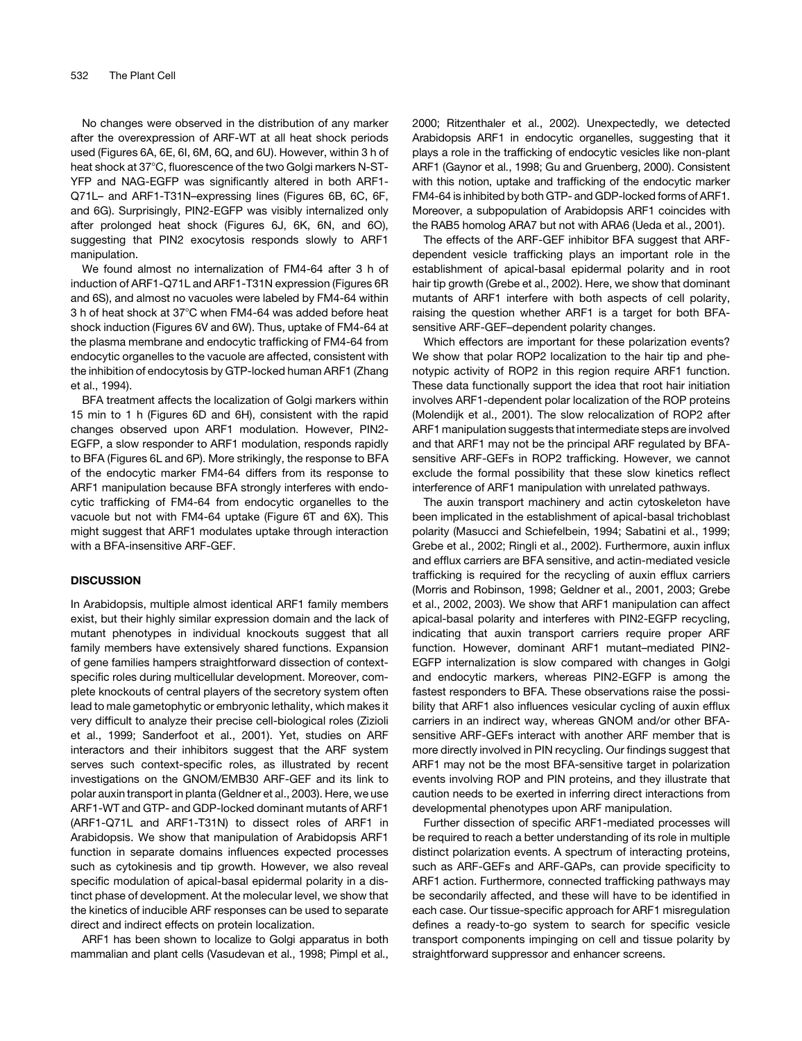No changes were observed in the distribution of any marker after the overexpression of ARF-WT at all heat shock periods used (Figures 6A, 6E, 6I, 6M, 6Q, and 6U). However, within 3 h of heat shock at 37°C, fluorescence of the two Golgi markers N-ST-YFP and NAG-EGFP was significantly altered in both ARF1-Q71L– and ARF1-T31N–expressing lines (Figures 6B, 6C, 6F, and 6G). Surprisingly, PIN2-EGFP was visibly internalized only after prolonged heat shock (Figures 6J, 6K, 6N, and 6O), suggesting that PIN2 exocytosis responds slowly to ARF1 manipulation.

We found almost no internalization of FM4-64 after 3 h of induction of ARF1-Q71L and ARF1-T31N expression (Figures 6R and 6S), and almost no vacuoles were labeled by FM4-64 within 3 h of heat shock at 37°C when FM4-64 was added before heat shock induction (Figures 6V and 6W). Thus, uptake of FM4-64 at the plasma membrane and endocytic trafficking of FM4-64 from endocytic organelles to the vacuole are affected, consistent with the inhibition of endocytosis by GTP-locked human ARF1 (Zhang et al., 1994).

BFA treatment affects the localization of Golgi markers within 15 min to 1 h (Figures 6D and 6H), consistent with the rapid changes observed upon ARF1 modulation. However, PIN2-EGFP, a slow responder to ARF1 modulation, responds rapidly to BFA (Figures 6L and 6P). More strikingly, the response to BFA of the endocytic marker FM4-64 differs from its response to ARF1 manipulation because BFA strongly interferes with endocytic trafficking of FM4-64 from endocytic organelles to the vacuole but not with FM4-64 uptake (Figure 6T and 6X). This might suggest that ARF1 modulates uptake through interaction with a BFA-insensitive ARF-GEF.

## DISCUSSION

In Arabidopsis, multiple almost identical ARF1 family members exist, but their highly similar expression domain and the lack of mutant phenotypes in individual knockouts suggest that all family members have extensively shared functions. Expansion of gene families hampers straightforward dissection of context-specific roles during multicellular development. Moreover, complete knockouts of central players of the secretory system often lead to male gametophytic or embryonic lethality, which makes it very difficult to analyze their precise cell-biological roles (Zizioli et al., 1999; Sanderfoot et al., 2001). Yet, studies on ARF interactors and their inhibitors suggest that the ARF system serves such context-specific roles, as illustrated by recent investigations on the GNOM/EMB30 ARF-GEF and its link to polar auxin transport in planta (Geldner et al., 2003). Here, we use ARF1-WT and GTP- and GDP-locked dominant mutants of ARF1 (ARF1-Q71L and ARF1-T31N) to dissect roles of ARF1 in Arabidopsis. We show that manipulation of Arabidopsis ARF1 function in separate domains influences expected processes such as cytokinesis and tip growth. However, we also reveal specific modulation of apical-basal epidermal polarity in a distinct phase of development. At the molecular level, we show that the kinetics of inducible ARF responses can be used to separate direct and indirect effects on protein localization.

ARF1 has been shown to localize to Golgi apparatus in both mammalian and plant cells (Vasudevan et al., 1998; Pimpl et al., 2000; Ritzenthaler et al., 2002). Unexpectedly, we detected Arabidopsis ARF1 in endocytic organelles, suggesting that it plays a role in the trafficking of endocytic vesicles like non-plant ARF1 (Gaynor et al., 1998; Gu and Gruenberg, 2000). Consistent with this notion, uptake and trafficking of the endocytic marker FM4-64 is inhibited by both GTP- and GDP-locked forms of ARF1. Moreover, a subpopulation of Arabidopsis ARF1 coincides with the RAB5 homolog ARA7 but not with ARA6 (Ueda et al., 2001).

The effects of the ARF-GEF inhibitor BFA suggest that ARF-dependent vesicle trafficking plays an important role in the establishment of apical-basal epidermal polarity and in root hair tip growth (Grebe et al., 2002). Here, we show that dominant mutants of ARF1 interfere with both aspects of cell polarity, raising the question whether ARF1 is a target for both BFA-sensitive ARF-GEF–dependent polarity changes.

Which effectors are important for these polarization events? We show that polar ROP2 localization to the hair tip and phenotypic activity of ROP2 in this region require ARF1 function. These data functionally support the idea that root hair initiation involves ARF1-dependent polar localization of the ROP proteins (Molendijk et al., 2001). The slow relocalization of ROP2 after ARF1 manipulation suggests that intermediate steps are involved and that ARF1 may not be the principal ARF regulated by BFA-sensitive ARF-GEFs in ROP2 trafficking. However, we cannot exclude the formal possibility that these slow kinetics reflect interference of ARF1 manipulation with unrelated pathways.

The auxin transport machinery and actin cytoskeleton have been implicated in the establishment of apical-basal trichoblast polarity (Masucci and Schiefelbein, 1994; Sabatini et al., 1999; Grebe et al., 2002; Ringli et al., 2002). Furthermore, auxin influx and efflux carriers are BFA sensitive, and actin-mediated vesicle trafficking is required for the recycling of auxin efflux carriers (Morris and Robinson, 1998; Geldner et al., 2001, 2003; Grebe et al., 2002, 2003). We show that ARF1 manipulation can affect apical-basal polarity and interferes with PIN2-EGFP recycling, indicating that auxin transport carriers require proper ARF function. However, dominant ARF1 mutant–mediated PIN2-EGFP internalization is slow compared with changes in Golgi and endocytic markers, whereas PIN2-EGFP is among the fastest responders to BFA. These observations raise the possibility that ARF1 also influences vesicular cycling of auxin efflux carriers in an indirect way, whereas GNOM and/or other BFA-sensitive ARF-GEFs interact with another ARF member that is more directly involved in PIN recycling. Our findings suggest that ARF1 may not be the most BFA-sensitive target in polarization events involving ROP and PIN proteins, and they illustrate that caution needs to be exerted in inferring direct interactions from developmental phenotypes upon ARF manipulation.

Further dissection of specific ARF1-mediated processes will be required to reach a better understanding of its role in multiple distinct polarization events. A spectrum of interacting proteins, such as ARF-GEFs and ARF-GAPs, can provide specificity to ARF1 action. Furthermore, connected trafficking pathways may be secondarily affected, and these will have to be identified in each case. Our tissue-specific approach for ARF1 misregulation defines a ready-to-go system to search for specific vesicle transport components impinging on cell and tissue polarity by straightforward suppressor and enhancer screens.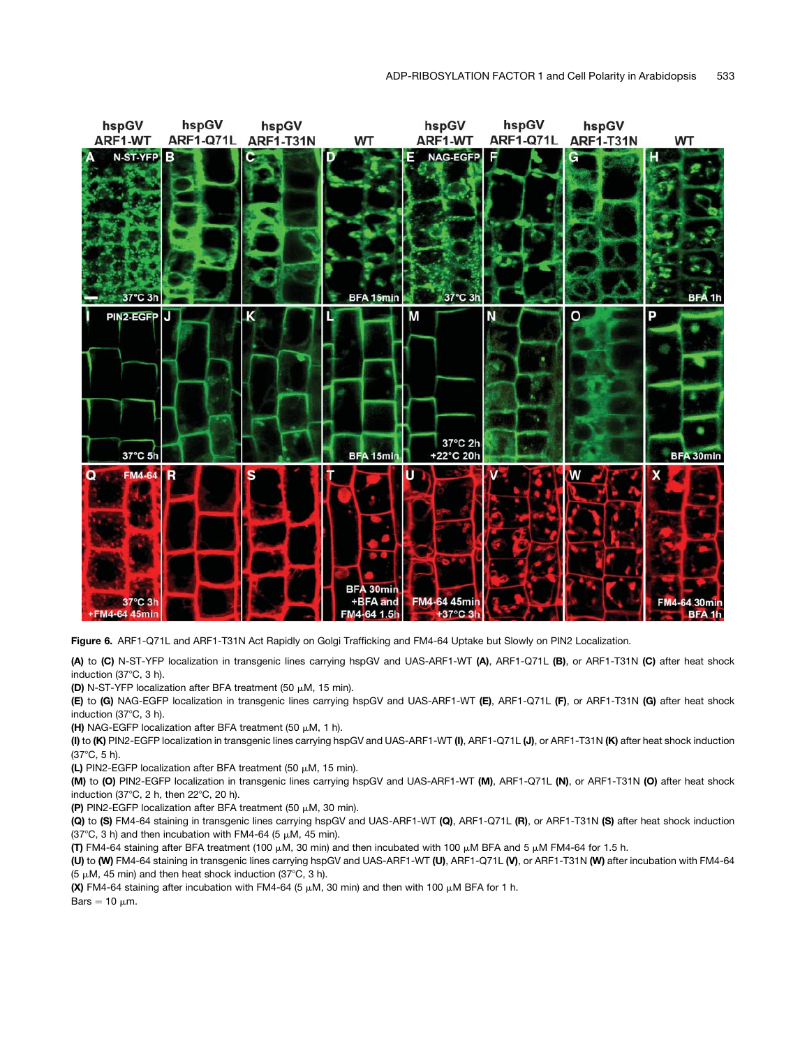**Figure 6.** ARF1-Q71L and ARF1-T31N Act Rapidly on Golgi Trafficking and FM4-64 Uptake but Slowly on PIN2 Localization.

**(A)** to **(C)** N-ST-YFP localization in transgenic lines carrying hspGV and UAS-ARF1-WT **(A)**, ARF1-Q71L **(B)**, or ARF1-T31N **(C)** after heat shock induction (37°C, 3 h).

**(D)** N-ST-YFP localization after BFA treatment (50 μM, 15 min).

**(E)** to **(G)** NAG-EGFP localization in transgenic lines carrying hspGV and UAS-ARF1-WT **(E)**, ARF1-Q71L **(F)**, or ARF1-T31N **(G)** after heat shock induction (37°C, 3 h).

**(H)** NAG-EGFP localization after BFA treatment (50 μM, 1 h).

**(I)** to **(K)** PIN2-EGFP localization in transgenic lines carrying hspGV and UAS-ARF1-WT **(I)**, ARF1-Q71L **(J)**, or ARF1-T31N **(K)** after heat shock induction (37°C, 5 h).

**(L)** PIN2-EGFP localization after BFA treatment (50 μM, 15 min).

**(M)** to **(O)** PIN2-EGFP localization in transgenic lines carrying hspGV and UAS-ARF1-WT **(M)**, ARF1-Q71L **(N)**, or ARF1-T31N **(O)** after heat shock induction (37°C, 2 h, then 22°C, 20 h).

**(P)** PIN2-EGFP localization after BFA treatment (50 μM, 30 min).

**(Q)** to **(S)** FM4-64 staining in transgenic lines carrying hspGV and UAS-ARF1-WT **(Q)**, ARF1-Q71L **(R)**, or ARF1-T31N **(S)** after heat shock induction (37°C, 3 h) and then incubation with FM4-64 (5 μM, 45 min).

**(T)** FM4-64 staining after BFA treatment (100 μM, 30 min) and then incubated with 100 μM BFA and 5 μM FM4-64 for 1.5 h.

**(U)** to **(W)** FM4-64 staining in transgenic lines carrying hspGV and UAS-ARF1-WT **(U)**, ARF1-Q71L **(V)**, or ARF1-T31N **(W)** after incubation with FM4-64 (5 μM, 45 min) and then heat shock induction (37°C, 3 h).

**(X)** FM4-64 staining after incubation with FM4-64 (5 μM, 30 min) and then with 100 μM BFA for 1 h.

Bars = 10 μm.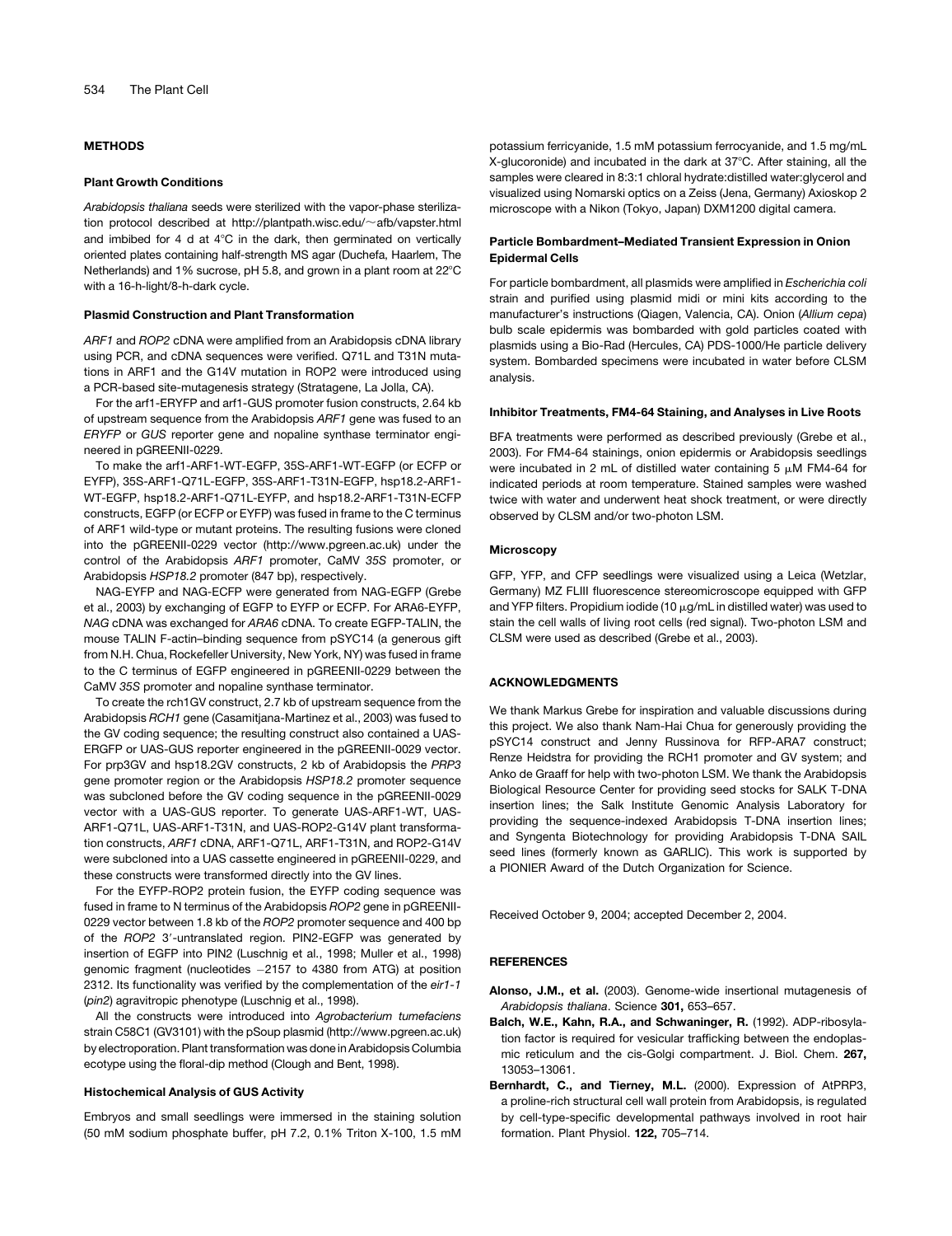## METHODS

### Plant Growth Conditions

*Arabidopsis thaliana* seeds were sterilized with the vapor-phase sterilization protocol described at http://plantpath.wisc.edu/~afb/vapster.html and imbibed for 4 d at 4°C in the dark, then germinated on vertically oriented plates containing half-strength MS agar (Duchefa, Haarlem, The Netherlands) and 1% sucrose, pH 5.8, and grown in a plant room at 22°C with a 16-h-light/8-h-dark cycle.

### Plasmid Construction and Plant Transformation

*ARF1* and *ROP2* cDNA were amplified from an Arabidopsis cDNA library using PCR, and cDNA sequences were verified. Q71L and T31N mutations in ARF1 and the G14V mutation in ROP2 were introduced using a PCR-based site-mutagenesis strategy (Stratagene, La Jolla, CA).

For the arf1-ERYFP and arf1-GUS promoter fusion constructs, 2.64 kb of upstream sequence from the Arabidopsis *ARF1* gene was fused to an *ERYFP* or *GUS* reporter gene and nopaline synthase terminator engineered in pGREENII-0229.

To make the arf1-ARF1-WT-EGFP, 35S-ARF1-WT-EGFP (or ECFP or EYFP), 35S-ARF1-Q71L-EGFP, 35S-ARF1-T31N-EGFP, hsp18.2-ARF1-WT-EGFP, hsp18.2-ARF1-Q71L-EYFP, and hsp18.2-ARF1-T31N-ECFP constructs, EGFP (or ECFP or EYFP) was fused in frame to the C terminus of ARF1 wild-type or mutant proteins. The resulting fusions were cloned into the pGREENII-0229 vector (http://www.pgreen.ac.uk) under the control of the Arabidopsis *ARF1* promoter, CaMV *35S* promoter, or Arabidopsis *HSP18.2* promoter (847 bp), respectively.

NAG-EYFP and NAG-ECFP were generated from NAG-EGFP (Grebe et al., 2003) by exchanging of EGFP to EYFP or ECFP. For ARA6-EYFP, *NAG* cDNA was exchanged for *ARA6* cDNA. To create EGFP-TALIN, the mouse TALIN F-actin–binding sequence from pSYC14 (a generous gift from N.H. Chua, Rockefeller University, New York, NY) was fused in frame to the C terminus of EGFP engineered in pGREENII-0229 between the CaMV *35S* promoter and nopaline synthase terminator.

To create the rch1GV construct, 2.7 kb of upstream sequence from the Arabidopsis *RCH1* gene (Casamitjana-Martinez et al., 2003) was fused to the GV coding sequence; the resulting construct also contained a UAS-ERGFP or UAS-GUS reporter engineered in the pGREENII-0029 vector. For prp3GV and hsp18.2GV constructs, 2 kb of Arabidopsis the *PRP3* gene promoter region or the Arabidopsis *HSP18.2* promoter sequence was subcloned before the GV coding sequence in the pGREENII-0029 vector with a UAS-GUS reporter. To generate UAS-ARF1-WT, UAS-ARF1-Q71L, UAS-ARF1-T31N, and UAS-ROP2-G14V plant transformation constructs, *ARF1* cDNA, ARF1-Q71L, ARF1-T31N, and ROP2-G14V were subcloned into a UAS cassette engineered in pGREENII-0229, and these constructs were transformed directly into the GV lines.

For the EYFP-ROP2 protein fusion, the EYFP coding sequence was fused in frame to N terminus of the Arabidopsis *ROP2* gene in pGREENII-0229 vector between 1.8 kb of the *ROP2* promoter sequence and 400 bp of the *ROP2* 3′-untranslated region. PIN2-EGFP was generated by insertion of EGFP into PIN2 (Luschnig et al., 1998; Muller et al., 1998) genomic fragment (nucleotides −2157 to 4380 from ATG) at position 2312. Its functionality was verified by the complementation of the *eir1-1* (*pin2*) agravitropic phenotype (Luschnig et al., 1998).

All the constructs were introduced into *Agrobacterium tumefaciens* strain C58C1 (GV3101) with the pSoup plasmid (http://www.pgreen.ac.uk) by electroporation. Plant transformation was done in Arabidopsis Columbia ecotype using the floral-dip method (Clough and Bent, 1998).

### Histochemical Analysis of GUS Activity

Embryos and small seedlings were immersed in the staining solution (50 mM sodium phosphate buffer, pH 7.2, 0.1% Triton X-100, 1.5 mM potassium ferricyanide, 1.5 mM potassium ferrocyanide, and 1.5 mg/mL X-glucoronide) and incubated in the dark at 37°C. After staining, all the samples were cleared in 8:3:1 chloral hydrate:distilled water:glycerol and visualized using Nomarski optics on a Zeiss (Jena, Germany) Axioskop 2 microscope with a Nikon (Tokyo, Japan) DXM1200 digital camera.

### Particle Bombardment–Mediated Transient Expression in Onion Epidermal Cells

For particle bombardment, all plasmids were amplified in *Escherichia coli* strain and purified using plasmid midi or mini kits according to the manufacturer's instructions (Qiagen, Valencia, CA). Onion (*Allium cepa*) bulb scale epidermis was bombarded with gold particles coated with plasmids using a Bio-Rad (Hercules, CA) PDS-1000/He particle delivery system. Bombarded specimens were incubated in water before CLSM analysis.

### Inhibitor Treatments, FM4-64 Staining, and Analyses in Live Roots

BFA treatments were performed as described previously (Grebe et al., 2003). For FM4-64 stainings, onion epidermis or Arabidopsis seedlings were incubated in 2 mL of distilled water containing 5 μM FM4-64 for indicated periods at room temperature. Stained samples were washed twice with water and underwent heat shock treatment, or were directly observed by CLSM and/or two-photon LSM.

### Microscopy

GFP, YFP, and CFP seedlings were visualized using a Leica (Wetzlar, Germany) MZ FLIII fluorescence stereomicroscope equipped with GFP and YFP filters. Propidium iodide (10 μg/mL in distilled water) was used to stain the cell walls of living root cells (red signal). Two-photon LSM and CLSM were used as described (Grebe et al., 2003).

## ACKNOWLEDGMENTS

We thank Markus Grebe for inspiration and valuable discussions during this project. We also thank Nam-Hai Chua for generously providing the pSYC14 construct and Jenny Russinova for RFP-ARA7 construct; Renze Heidstra for providing the RCH1 promoter and GV system; and Anko de Graaff for help with two-photon LSM. We thank the Arabidopsis Biological Resource Center for providing seed stocks for SALK T-DNA insertion lines; the Salk Institute Genomic Analysis Laboratory for providing the sequence-indexed Arabidopsis T-DNA insertion lines; and Syngenta Biotechnology for providing Arabidopsis T-DNA SAIL seed lines (formerly known as GARLIC). This work is supported by a PIONIER Award of the Dutch Organization for Science.

Received October 9, 2004; accepted December 2, 2004.

## REFERENCES

**Alonso, J.M., et al.** (2003). Genome-wide insertional mutagenesis of *Arabidopsis thaliana*. Science **301,** 653–657.

**Balch, W.E., Kahn, R.A., and Schwaninger, R.** (1992). ADP-ribosylation factor is required for vesicular trafficking between the endoplasmic reticulum and the cis-Golgi compartment. J. Biol. Chem. **267,** 13053–13061.

**Bernhardt, C., and Tierney, M.L.** (2000). Expression of AtPRP3, a proline-rich structural cell wall protein from Arabidopsis, is regulated by cell-type-specific developmental pathways involved in root hair formation. Plant Physiol. **122,** 705–714.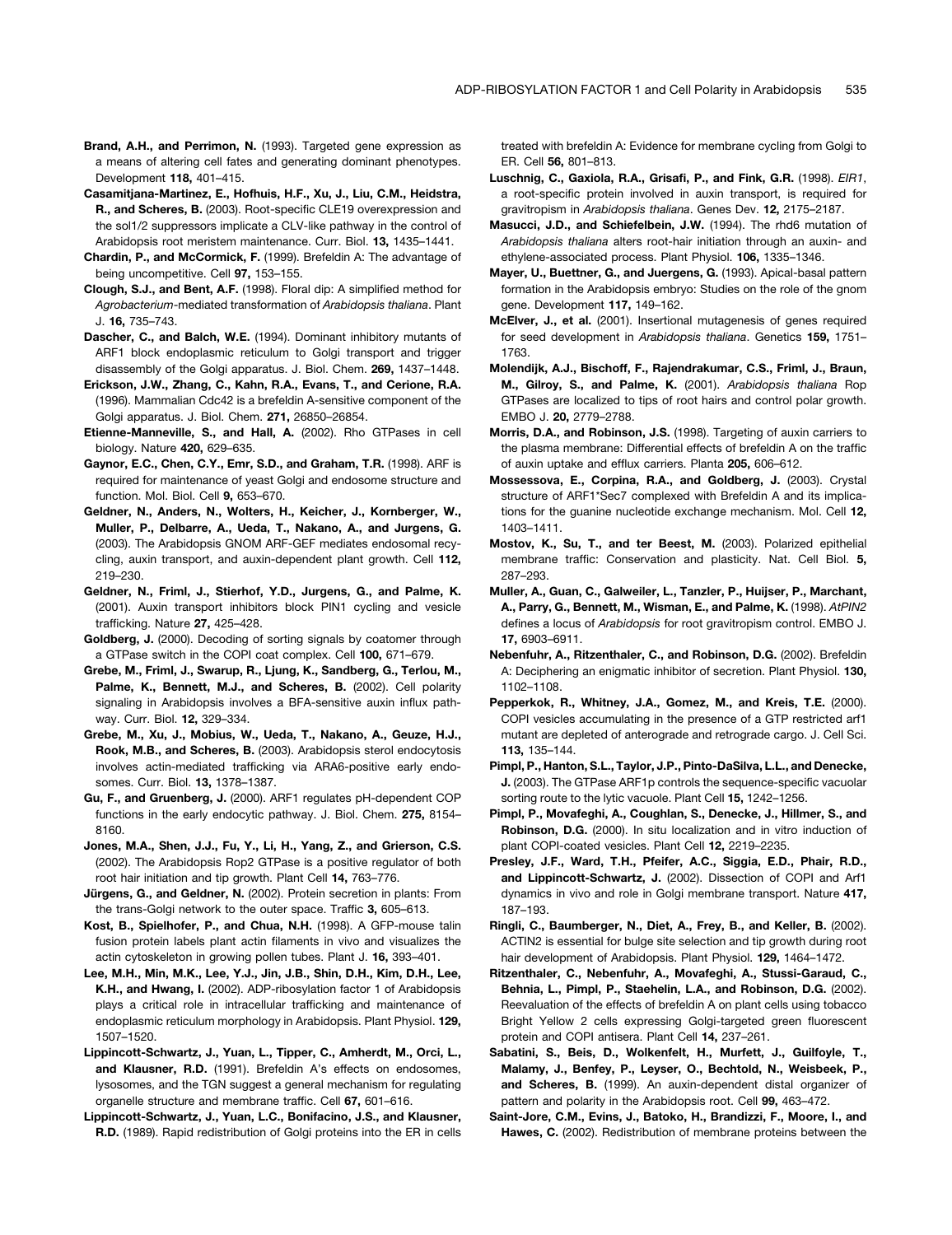**Brand, A.H., and Perrimon, N.** (1993). Targeted gene expression as a means of altering cell fates and generating dominant phenotypes. Development **118,** 401–415.

**Casamitjana-Martinez, E., Hofhuis, H.F., Xu, J., Liu, C.M., Heidstra, R., and Scheres, B.** (2003). Root-specific CLE19 overexpression and the sol1/2 suppressors implicate a CLV-like pathway in the control of Arabidopsis root meristem maintenance. Curr. Biol. **13,** 1435–1441.

**Chardin, P., and McCormick, F.** (1999). Brefeldin A: The advantage of being uncompetitive. Cell **97,** 153–155.

**Clough, S.J., and Bent, A.F.** (1998). Floral dip: A simplified method for *Agrobacterium*-mediated transformation of *Arabidopsis thaliana*. Plant J. **16,** 735–743.

**Dascher, C., and Balch, W.E.** (1994). Dominant inhibitory mutants of ARF1 block endoplasmic reticulum to Golgi transport and trigger disassembly of the Golgi apparatus. J. Biol. Chem. **269,** 1437–1448.

**Erickson, J.W., Zhang, C., Kahn, R.A., Evans, T., and Cerione, R.A.** (1996). Mammalian Cdc42 is a brefeldin A-sensitive component of the Golgi apparatus. J. Biol. Chem. **271,** 26850–26854.

**Etienne-Manneville, S., and Hall, A.** (2002). Rho GTPases in cell biology. Nature **420,** 629–635.

**Gaynor, E.C., Chen, C.Y., Emr, S.D., and Graham, T.R.** (1998). ARF is required for maintenance of yeast Golgi and endosome structure and function. Mol. Biol. Cell **9,** 653–670.

**Geldner, N., Anders, N., Wolters, H., Keicher, J., Kornberger, W., Muller, P., Delbarre, A., Ueda, T., Nakano, A., and Jurgens, G.** (2003). The Arabidopsis GNOM ARF-GEF mediates endosomal recycling, auxin transport, and auxin-dependent plant growth. Cell **112,** 219–230.

**Geldner, N., Friml, J., Stierhof, Y.D., Jurgens, G., and Palme, K.** (2001). Auxin transport inhibitors block PIN1 cycling and vesicle trafficking. Nature **27,** 425–428.

**Goldberg, J.** (2000). Decoding of sorting signals by coatomer through a GTPase switch in the COPI coat complex. Cell **100,** 671–679.

**Grebe, M., Friml, J., Swarup, R., Ljung, K., Sandberg, G., Terlou, M., Palme, K., Bennett, M.J., and Scheres, B.** (2002). Cell polarity signaling in Arabidopsis involves a BFA-sensitive auxin influx pathway. Curr. Biol. **12,** 329–334.

**Grebe, M., Xu, J., Mobius, W., Ueda, T., Nakano, A., Geuze, H.J., Rook, M.B., and Scheres, B.** (2003). Arabidopsis sterol endocytosis involves actin-mediated trafficking via ARA6-positive early endosomes. Curr. Biol. **13,** 1378–1387.

**Gu, F., and Gruenberg, J.** (2000). ARF1 regulates pH-dependent COP functions in the early endocytic pathway. J. Biol. Chem. **275,** 8154–8160.

**Jones, M.A., Shen, J.J., Fu, Y., Li, H., Yang, Z., and Grierson, C.S.** (2002). The Arabidopsis Rop2 GTPase is a positive regulator of both root hair initiation and tip growth. Plant Cell **14,** 763–776.

**Jürgens, G., and Geldner, N.** (2002). Protein secretion in plants: From the trans-Golgi network to the outer space. Traffic **3,** 605–613.

**Kost, B., Spielhofer, P., and Chua, N.H.** (1998). A GFP-mouse talin fusion protein labels plant actin filaments in vivo and visualizes the actin cytoskeleton in growing pollen tubes. Plant J. **16,** 393–401.

**Lee, M.H., Min, M.K., Lee, Y.J., Jin, J.B., Shin, D.H., Kim, D.H., Lee, K.H., and Hwang, I.** (2002). ADP-ribosylation factor 1 of Arabidopsis plays a critical role in intracellular trafficking and maintenance of endoplasmic reticulum morphology in Arabidopsis. Plant Physiol. **129,** 1507–1520.

**Lippincott-Schwartz, J., Yuan, L., Tipper, C., Amherdt, M., Orci, L., and Klausner, R.D.** (1991). Brefeldin A's effects on endosomes, lysosomes, and the TGN suggest a general mechanism for regulating organelle structure and membrane traffic. Cell **67,** 601–616.

**Lippincott-Schwartz, J., Yuan, L.C., Bonifacino, J.S., and Klausner, R.D.** (1989). Rapid redistribution of Golgi proteins into the ER in cells treated with brefeldin A: Evidence for membrane cycling from Golgi to ER. Cell **56,** 801–813.

**Luschnig, C., Gaxiola, R.A., Grisafi, P., and Fink, G.R.** (1998). *EIR1*, a root-specific protein involved in auxin transport, is required for gravitropism in *Arabidopsis thaliana*. Genes Dev. **12,** 2175–2187.

**Masucci, J.D., and Schiefelbein, J.W.** (1994). The rhd6 mutation of *Arabidopsis thaliana* alters root-hair initiation through an auxin- and ethylene-associated process. Plant Physiol. **106,** 1335–1346.

**Mayer, U., Buettner, G., and Juergens, G.** (1993). Apical-basal pattern formation in the Arabidopsis embryo: Studies on the role of the gnom gene. Development **117,** 149–162.

**McElver, J., et al.** (2001). Insertional mutagenesis of genes required for seed development in *Arabidopsis thaliana*. Genetics **159,** 1751–1763.

**Molendijk, A.J., Bischoff, F., Rajendrakumar, C.S., Friml, J., Braun, M., Gilroy, S., and Palme, K.** (2001). *Arabidopsis thaliana* Rop GTPases are localized to tips of root hairs and control polar growth. EMBO J. **20,** 2779–2788.

**Morris, D.A., and Robinson, J.S.** (1998). Targeting of auxin carriers to the plasma membrane: Differential effects of brefeldin A on the traffic of auxin uptake and efflux carriers. Planta **205,** 606–612.

**Mossessova, E., Corpina, R.A., and Goldberg, J.** (2003). Crystal structure of ARF1*Sec7 complexed with Brefeldin A and its implications for the guanine nucleotide exchange mechanism. Mol. Cell **12,** 1403–1411.

**Mostov, K., Su, T., and ter Beest, M.** (2003). Polarized epithelial membrane traffic: Conservation and plasticity. Nat. Cell Biol. **5,** 287–293.

**Muller, A., Guan, C., Galweiler, L., Tanzler, P., Huijser, P., Marchant, A., Parry, G., Bennett, M., Wisman, E., and Palme, K.** (1998). *AtPIN2* defines a locus of *Arabidopsis* for root gravitropism control. EMBO J. **17,** 6903–6911.

**Nebenfuhr, A., Ritzenthaler, C., and Robinson, D.G.** (2002). Brefeldin A: Deciphering an enigmatic inhibitor of secretion. Plant Physiol. **130,** 1102–1108.

**Pepperkok, R., Whitney, J.A., Gomez, M., and Kreis, T.E.** (2000). COPI vesicles accumulating in the presence of a GTP restricted arf1 mutant are depleted of anterograde and retrograde cargo. J. Cell Sci. **113,** 135–144.

**Pimpl, P., Hanton, S.L., Taylor, J.P., Pinto-DaSilva, L.L., and Denecke, J.** (2003). The GTPase ARF1p controls the sequence-specific vacuolar sorting route to the lytic vacuole. Plant Cell **15,** 1242–1256.

**Pimpl, P., Movafeghi, A., Coughlan, S., Denecke, J., Hillmer, S., and Robinson, D.G.** (2000). In situ localization and in vitro induction of plant COPI-coated vesicles. Plant Cell **12,** 2219–2235.

**Presley, J.F., Ward, T.H., Pfeifer, A.C., Siggia, E.D., Phair, R.D., and Lippincott-Schwartz, J.** (2002). Dissection of COPI and Arf1 dynamics in vivo and role in Golgi membrane transport. Nature **417,** 187–193.

**Ringli, C., Baumberger, N., Diet, A., Frey, B., and Keller, B.** (2002). ACTIN2 is essential for bulge site selection and tip growth during root hair development of Arabidopsis. Plant Physiol. **129,** 1464–1472.

**Ritzenthaler, C., Nebenfuhr, A., Movafeghi, A., Stussi-Garaud, C., Behnia, L., Pimpl, P., Staehelin, L.A., and Robinson, D.G.** (2002). Reevaluation of the effects of brefeldin A on plant cells using tobacco Bright Yellow 2 cells expressing Golgi-targeted green fluorescent protein and COPI antisera. Plant Cell **14,** 237–261.

**Sabatini, S., Beis, D., Wolkenfelt, H., Murfett, J., Guilfoyle, T., Malamy, J., Benfey, P., Leyser, O., Bechtold, N., Weisbeek, P., and Scheres, B.** (1999). An auxin-dependent distal organizer of pattern and polarity in the Arabidopsis root. Cell **99,** 463–472.

**Saint-Jore, C.M., Evins, J., Batoko, H., Brandizzi, F., Moore, I., and Hawes, C.** (2002). Redistribution of membrane proteins between the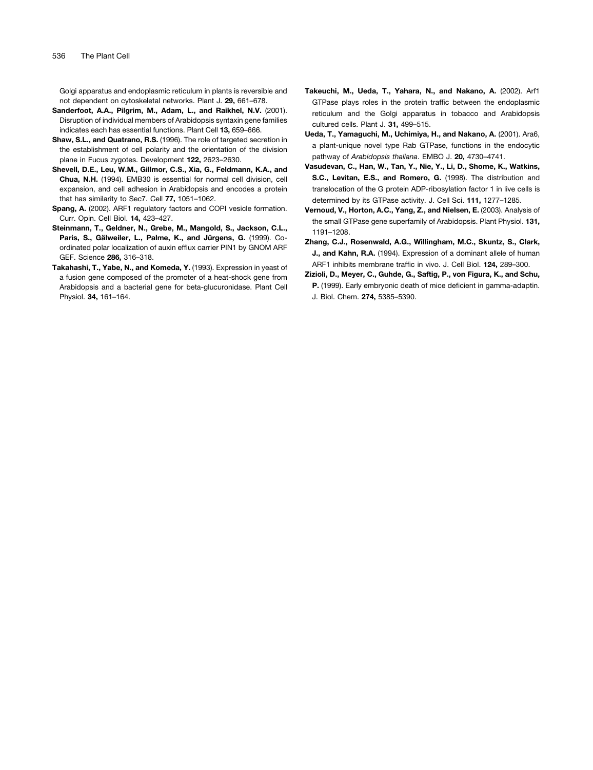Golgi apparatus and endoplasmic reticulum in plants is reversible and not dependent on cytoskeletal networks. Plant J. **29,** 661–678.

**Sanderfoot, A.A., Pilgrim, M., Adam, L., and Raikhel, N.V.** (2001). Disruption of individual members of Arabidopsis syntaxin gene families indicates each has essential functions. Plant Cell **13,** 659–666.

**Shaw, S.L., and Quatrano, R.S.** (1996). The role of targeted secretion in the establishment of cell polarity and the orientation of the division plane in Fucus zygotes. Development **122,** 2623–2630.

**Shevell, D.E., Leu, W.M., Gillmor, C.S., Xia, G., Feldmann, K.A., and Chua, N.H.** (1994). EMB30 is essential for normal cell division, cell expansion, and cell adhesion in Arabidopsis and encodes a protein that has similarity to Sec7. Cell **77,** 1051–1062.

**Spang, A.** (2002). ARF1 regulatory factors and COPI vesicle formation. Curr. Opin. Cell Biol. **14,** 423–427.

**Steinmann, T., Geldner, N., Grebe, M., Mangold, S., Jackson, C.L., Paris, S., Gälweiler, L., Palme, K., and Jürgens, G.** (1999). Coordinated polar localization of auxin efflux carrier PIN1 by GNOM ARF GEF. Science **286,** 316–318.

**Takahashi, T., Yabe, N., and Komeda, Y.** (1993). Expression in yeast of a fusion gene composed of the promoter of a heat-shock gene from Arabidopsis and a bacterial gene for beta-glucuronidase. Plant Cell Physiol. **34,** 161–164.

**Takeuchi, M., Ueda, T., Yahara, N., and Nakano, A.** (2002). Arf1 GTPase plays roles in the protein traffic between the endoplasmic reticulum and the Golgi apparatus in tobacco and Arabidopsis cultured cells. Plant J. **31,** 499–515.

**Ueda, T., Yamaguchi, M., Uchimiya, H., and Nakano, A.** (2001). Ara6, a plant-unique novel type Rab GTPase, functions in the endocytic pathway of *Arabidopsis thaliana*. EMBO J. **20,** 4730–4741.

**Vasudevan, C., Han, W., Tan, Y., Nie, Y., Li, D., Shome, K., Watkins, S.C., Levitan, E.S., and Romero, G.** (1998). The distribution and translocation of the G protein ADP-ribosylation factor 1 in live cells is determined by its GTPase activity. J. Cell Sci. **111,** 1277–1285.

**Vernoud, V., Horton, A.C., Yang, Z., and Nielsen, E.** (2003). Analysis of the small GTPase gene superfamily of Arabidopsis. Plant Physiol. **131,** 1191–1208.

**Zhang, C.J., Rosenwald, A.G., Willingham, M.C., Skuntz, S., Clark, J., and Kahn, R.A.** (1994). Expression of a dominant allele of human ARF1 inhibits membrane traffic in vivo. J. Cell Biol. **124,** 289–300.

**Zizioli, D., Meyer, C., Guhde, G., Saftig, P., von Figura, K., and Schu, P.** (1999). Early embryonic death of mice deficient in gamma-adaptin. J. Biol. Chem. **274,** 5385–5390.